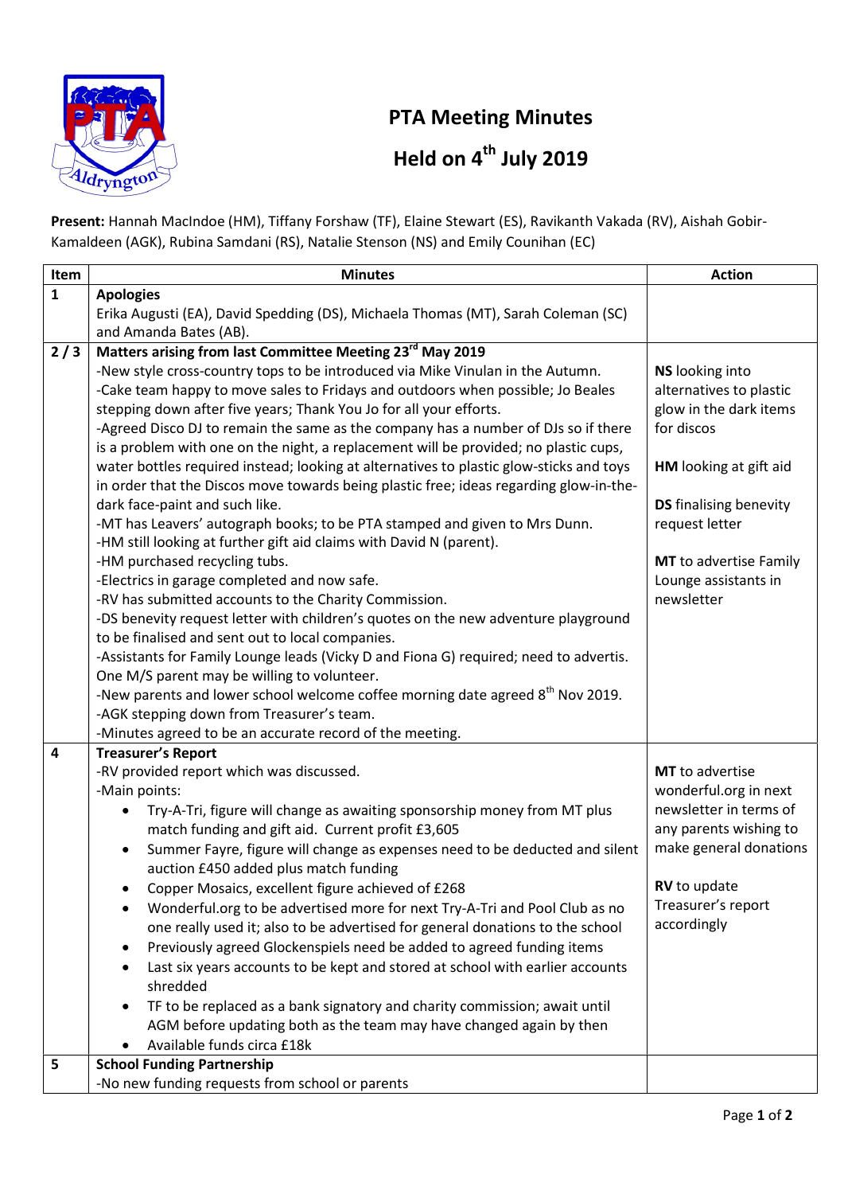# PTA Meeting Minutes

## Held on 4th July 2019

**Present:** Hannah MacIndoe (HM), Tiffany Forshaw (TF), Elaine Stewart (ES), Ravikanth Vakada (RV), Aishah Gobir-Kamaldeen (AGK), Rubina Samdani (RS), Natalie Stenson (NS) and Emily Counihan (EC)

| Item | Minutes | Action |
|---|---|---|
| 1 | **Apologies**<br>Erika Augusti (EA), David Spedding (DS), Michaela Thomas (MT), Sarah Coleman (SC) and Amanda Bates (AB). | |
| 2 / 3 | **Matters arising from last Committee Meeting 23rd May 2019**<br>-New style cross-country tops to be introduced via Mike Vinulan in the Autumn.<br>-Cake team happy to move sales to Fridays and outdoors when possible; Jo Beales stepping down after five years; Thank You Jo for all your efforts.<br>-Agreed Disco DJ to remain the same as the company has a number of DJs so if there is a problem with one on the night, a replacement will be provided; no plastic cups, water bottles required instead; looking at alternatives to plastic glow-sticks and toys in order that the Discos move towards being plastic free; ideas regarding glow-in-the-dark face-paint and such like.<br>-MT has Leavers' autograph books; to be PTA stamped and given to Mrs Dunn.<br>-HM still looking at further gift aid claims with David N (parent).<br>-HM purchased recycling tubs.<br>-Electrics in garage completed and now safe.<br>-RV has submitted accounts to the Charity Commission.<br>-DS benevity request letter with children's quotes on the new adventure playground to be finalised and sent out to local companies.<br>-Assistants for Family Lounge leads (Vicky D and Fiona G) required; need to advertis. One M/S parent may be willing to volunteer.<br>-New parents and lower school welcome coffee morning date agreed 8th Nov 2019.<br>-AGK stepping down from Treasurer's team.<br>-Minutes agreed to be an accurate record of the meeting. | **NS** looking into alternatives to plastic glow in the dark items for discos<br><br>**HM** looking at gift aid<br><br>**DS** finalising benevity request letter<br><br>**MT** to advertise Family Lounge assistants in newsletter |
| 4 | **Treasurer's Report**<br>-RV provided report which was discussed.<br>-Main points:<br>• Try-A-Tri, figure will change as awaiting sponsorship money from MT plus match funding and gift aid. Current profit £3,605<br>• Summer Fayre, figure will change as expenses need to be deducted and silent auction £450 added plus match funding<br>• Copper Mosaics, excellent figure achieved of £268<br>• Wonderful.org to be advertised more for next Try-A-Tri and Pool Club as no one really used it; also to be advertised for general donations to the school<br>• Previously agreed Glockenspiels need be added to agreed funding items<br>• Last six years accounts to be kept and stored at school with earlier accounts shredded<br>• TF to be replaced as a bank signatory and charity commission; await until AGM before updating both as the team may have changed again by then<br>• Available funds circa £18k | **MT** to advertise wonderful.org in next newsletter in terms of any parents wishing to make general donations<br><br>**RV** to update Treasurer's report accordingly |
| 5 | **School Funding Partnership**<br>-No new funding requests from school or parents | |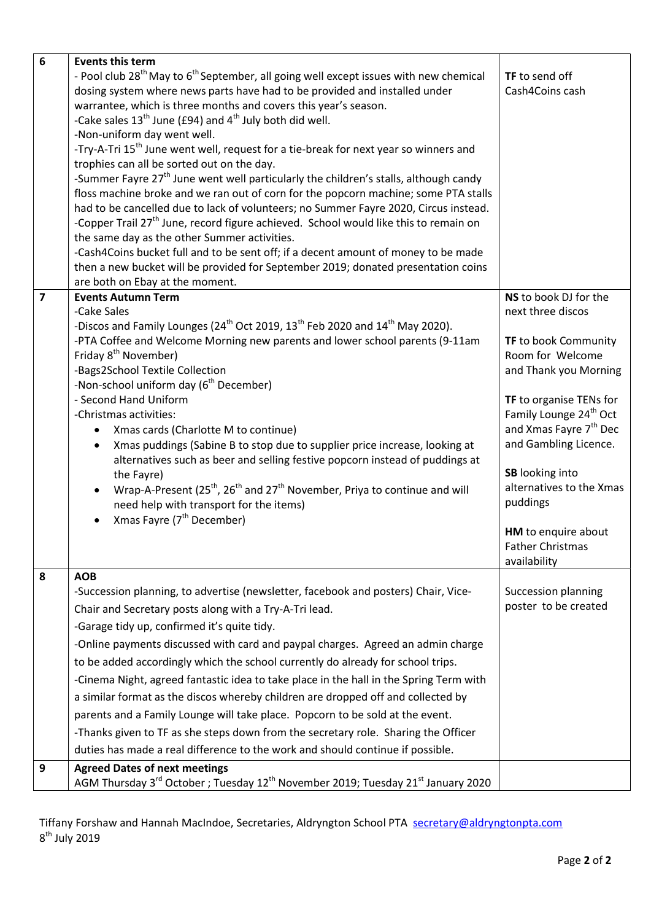| | | |
|---|---|---|
| 6 | **Events this term**<br>- Pool club 28th May to 6th September, all going well except issues with new chemical dosing system where news parts have had to be provided and installed under warrantee, which is three months and covers this year's season.<br>-Cake sales 13th June (£94) and 4th July both did well.<br>-Non-uniform day went well.<br>-Try-A-Tri 15th June went well, request for a tie-break for next year so winners and trophies can all be sorted out on the day.<br>-Summer Fayre 27th June went well particularly the children's stalls, although candy floss machine broke and we ran out of corn for the popcorn machine; some PTA stalls had to be cancelled due to lack of volunteers; no Summer Fayre 2020, Circus instead.<br>-Copper Trail 27th June, record figure achieved. School would like this to remain on the same day as the other Summer activities.<br>-Cash4Coins bucket full and to be sent off; if a decent amount of money to be made then a new bucket will be provided for September 2019; donated presentation coins are both on Ebay at the moment. | **TF** to send off Cash4Coins cash |
| 7 | **Events Autumn Term**<br>-Cake Sales<br>-Discos and Family Lounges (24th Oct 2019, 13th Feb 2020 and 14th May 2020).<br>-PTA Coffee and Welcome Morning new parents and lower school parents (9-11am Friday 8th November)<br>-Bags2School Textile Collection<br>-Non-school uniform day (6th December)<br>- Second Hand Uniform<br>-Christmas activities:<br>• Xmas cards (Charlotte M to continue)<br>• Xmas puddings (Sabine B to stop due to supplier price increase, looking at alternatives such as beer and selling festive popcorn instead of puddings at the Fayre)<br>• Wrap-A-Present (25th, 26th and 27th November, Priya to continue and will need help with transport for the items)<br>• Xmas Fayre (7th December) | **NS** to book DJ for the next three discos<br><br>**TF** to book Community Room for Welcome and Thank you Morning<br><br>**TF** to organise TENs for Family Lounge 24th Oct and Xmas Fayre 7th Dec and Gambling Licence.<br><br>**SB** looking into alternatives to the Xmas puddings<br><br>**HM** to enquire about Father Christmas availability |
| 8 | **AOB**<br>-Succession planning, to advertise (newsletter, facebook and posters) Chair, Vice-Chair and Secretary posts along with a Try-A-Tri lead.<br>-Garage tidy up, confirmed it's quite tidy.<br>-Online payments discussed with card and paypal charges. Agreed an admin charge to be added accordingly which the school currently do already for school trips.<br>-Cinema Night, agreed fantastic idea to take place in the hall in the Spring Term with a similar format as the discos whereby children are dropped off and collected by parents and a Family Lounge will take place. Popcorn to be sold at the event.<br>-Thanks given to TF as she steps down from the secretary role. Sharing the Officer duties has made a real difference to the work and should continue if possible. | Succession planning poster to be created |
| 9 | **Agreed Dates of next meetings**<br>AGM Thursday 3rd October ; Tuesday 12th November 2019; Tuesday 21st January 2020 | |

Tiffany Forshaw and Hannah MacIndoe, Secretaries, Aldryngton School PTA secretary@aldryngtonpta.com
8th July 2019